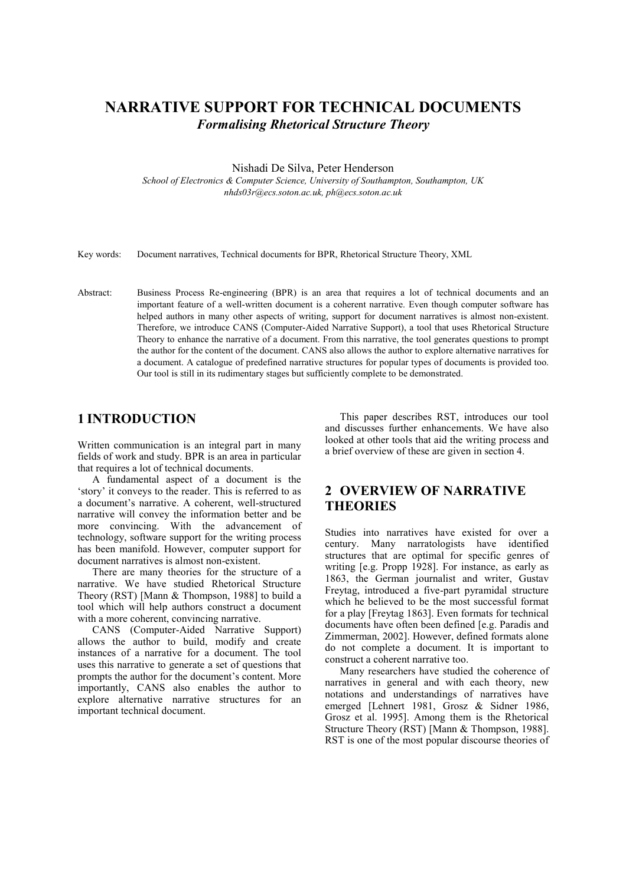# NARRATIVE SUPPORT FOR TECHNICAL DOCUMENTS

## *Formalising Rhetorical Structure Theory*

Nishadi De Silva, Peter Henderson

*School of Electronics & Computer Science, University of Southampton, Southampton, UK*
*nhds03r@ecs.soton.ac.uk, ph@ecs.soton.ac.uk*

Key words: Document narratives, Technical documents for BPR, Rhetorical Structure Theory, XML

Abstract: Business Process Re-engineering (BPR) is an area that requires a lot of technical documents and an important feature of a well-written document is a coherent narrative. Even though computer software has helped authors in many other aspects of writing, support for document narratives is almost non-existent. Therefore, we introduce CANS (Computer-Aided Narrative Support), a tool that uses Rhetorical Structure Theory to enhance the narrative of a document. From this narrative, the tool generates questions to prompt the author for the content of the document. CANS also allows the author to explore alternative narratives for a document. A catalogue of predefined narrative structures for popular types of documents is provided too. Our tool is still in its rudimentary stages but sufficiently complete to be demonstrated.

## 1 INTRODUCTION

Written communication is an integral part in many fields of work and study. BPR is an area in particular that requires a lot of technical documents.

A fundamental aspect of a document is the 'story' it conveys to the reader. This is referred to as a document's narrative. A coherent, well-structured narrative will convey the information better and be more convincing. With the advancement of technology, software support for the writing process has been manifold. However, computer support for document narratives is almost non-existent.

There are many theories for the structure of a narrative. We have studied Rhetorical Structure Theory (RST) [Mann & Thompson, 1988] to build a tool which will help authors construct a document with a more coherent, convincing narrative.

CANS (Computer-Aided Narrative Support) allows the author to build, modify and create instances of a narrative for a document. The tool uses this narrative to generate a set of questions that prompts the author for the document's content. More importantly, CANS also enables the author to explore alternative narrative structures for an important technical document.

This paper describes RST, introduces our tool and discusses further enhancements. We have also looked at other tools that aid the writing process and a brief overview of these are given in section 4.

## 2 OVERVIEW OF NARRATIVE THEORIES

Studies into narratives have existed for over a century. Many narratologists have identified structures that are optimal for specific genres of writing [e.g. Propp 1928]. For instance, as early as 1863, the German journalist and writer, Gustav Freytag, introduced a five-part pyramidal structure which he believed to be the most successful format for a play [Freytag 1863]. Even formats for technical documents have often been defined [e.g. Paradis and Zimmerman, 2002]. However, defined formats alone do not complete a document. It is important to construct a coherent narrative too.

Many researchers have studied the coherence of narratives in general and with each theory, new notations and understandings of narratives have emerged [Lehnert 1981, Grosz & Sidner 1986, Grosz et al. 1995]. Among them is the Rhetorical Structure Theory (RST) [Mann & Thompson, 1988]. RST is one of the most popular discourse theories of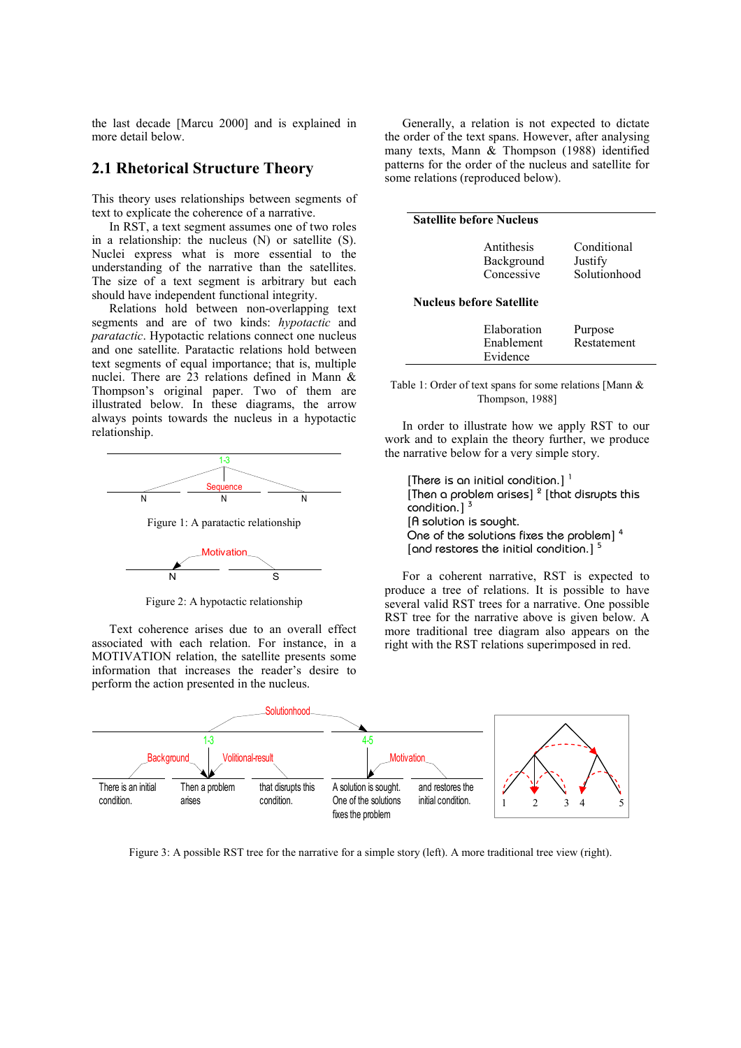the last decade [Marcu 2000] and is explained in more detail below.

## 2.1 Rhetorical Structure Theory

This theory uses relationships between segments of text to explicate the coherence of a narrative.

In RST, a text segment assumes one of two roles in a relationship: the nucleus (N) or satellite (S). Nuclei express what is more essential to the understanding of the narrative than the satellites. The size of a text segment is arbitrary but each should have independent functional integrity.

Relations hold between non-overlapping text segments and are of two kinds: *hypotactic* and *paratactic*. Hypotactic relations connect one nucleus and one satellite. Paratactic relations hold between text segments of equal importance; that is, multiple nuclei. There are 23 relations defined in Mann & Thompson's original paper. Two of them are illustrated below. In these diagrams, the arrow always points towards the nucleus in a hypotactic relationship.

Figure 1: A paratactic relationship

Figure 2: A hypotactic relationship

Text coherence arises due to an overall effect associated with each relation. For instance, in a MOTIVATION relation, the satellite presents some information that increases the reader's desire to perform the action presented in the nucleus.

Generally, a relation is not expected to dictate the order of the text spans. However, after analysing many texts, Mann & Thompson (1988) identified patterns for the order of the nucleus and satellite for some relations (reproduced below).

| **Satellite before Nucleus** | |
|---|---|
| Antithesis | Conditional |
| Background | Justify |
| Concessive | Solutionhood |
| **Nucleus before Satellite** | |
| Elaboration | Purpose |
| Enablement | Restatement |
| Evidence | |

Table 1: Order of text spans for some relations [Mann & Thompson, 1988]

In order to illustrate how we apply RST to our work and to explain the theory further, we produce the narrative below for a very simple story.

> [There is an initial condition.] [1]
> [Then a problem arises] [2] [that disrupts this condition.] [3]
> [A solution is sought.
> One of the solutions fixes the problem] [4]
> [and restores the initial condition.] [5]

For a coherent narrative, RST is expected to produce a tree of relations. It is possible to have several valid RST trees for a narrative. One possible RST tree for the narrative above is given below. A more traditional tree diagram also appears on the right with the RST relations superimposed in red.

Figure 3: A possible RST tree for the narrative for a simple story (left). A more traditional tree view (right).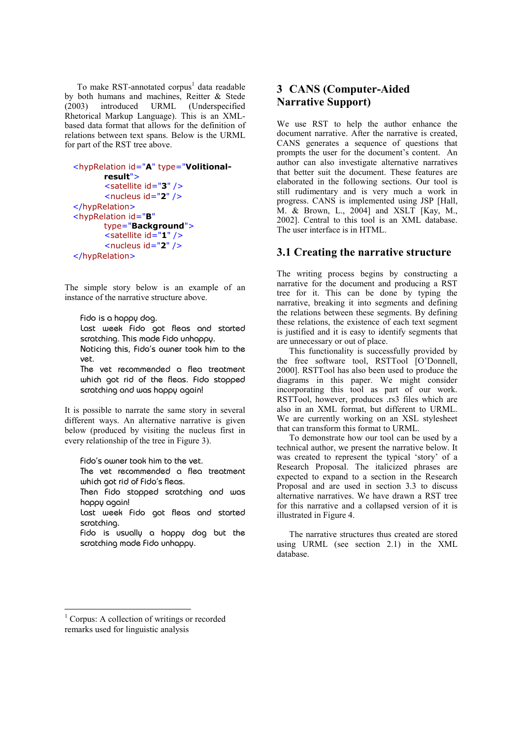To make RST-annotated corpus[1] data readable by both humans and machines, Reitter & Stede (2003) introduced URML (Underspecified Rhetorical Markup Language). This is an XML-based data format that allows for the definition of relations between text spans. Below is the URML for part of the RST tree above.

```
<hypRelation id="A" type="Volitional-
        result">
        <satellite id="3" />
        <nucleus id="2" />
</hypRelation>
<hypRelation id="B"
        type="Background">
        <satellite id="1" />
        <nucleus id="2" />
</hypRelation>
```

The simple story below is an example of an instance of the narrative structure above.

> Fido is a happy dog.
> Last week Fido got fleas and started scratching. This made Fido unhappy.
> Noticing this, Fido's owner took him to the vet.
> The vet recommended a flea treatment which got rid of the fleas. Fido stopped scratching and was happy again!

It is possible to narrate the same story in several different ways. An alternative narrative is given below (produced by visiting the nucleus first in every relationship of the tree in Figure 3).

> Fido's owner took him to the vet.
> The vet recommended a flea treatment which got rid of Fido's fleas.
> Then Fido stopped scratching and was happy again!
> Last week Fido got fleas and started scratching.
> Fido is usually a happy dog but the scratching made Fido unhappy.

## 3 CANS (Computer-Aided Narrative Support)

We use RST to help the author enhance the document narrative. After the narrative is created, CANS generates a sequence of questions that prompts the user for the document's content. An author can also investigate alternative narratives that better suit the document. These features are elaborated in the following sections. Our tool is still rudimentary and is very much a work in progress. CANS is implemented using JSP [Hall, M. & Brown, L., 2004] and XSLT [Kay, M., 2002]. Central to this tool is an XML database. The user interface is in HTML.

### 3.1 Creating the narrative structure

The writing process begins by constructing a narrative for the document and producing a RST tree for it. This can be done by typing the narrative, breaking it into segments and defining the relations between these segments. By defining these relations, the existence of each text segment is justified and it is easy to identify segments that are unnecessary or out of place.

This functionality is successfully provided by the free software tool, RSTTool [O'Donnell, 2000]. RSTTool has also been used to produce the diagrams in this paper. We might consider incorporating this tool as part of our work. RSTTool, however, produces .rs3 files which are also in an XML format, but different to URML. We are currently working on an XSL stylesheet that can transform this format to URML.

To demonstrate how our tool can be used by a technical author, we present the narrative below. It was created to represent the typical 'story' of a Research Proposal. The italicized phrases are expected to expand to a section in the Research Proposal and are used in section 3.3 to discuss alternative narratives. We have drawn a RST tree for this narrative and a collapsed version of it is illustrated in Figure 4.

The narrative structures thus created are stored using URML (see section 2.1) in the XML database.

---

[1] Corpus: A collection of writings or recorded remarks used for linguistic analysis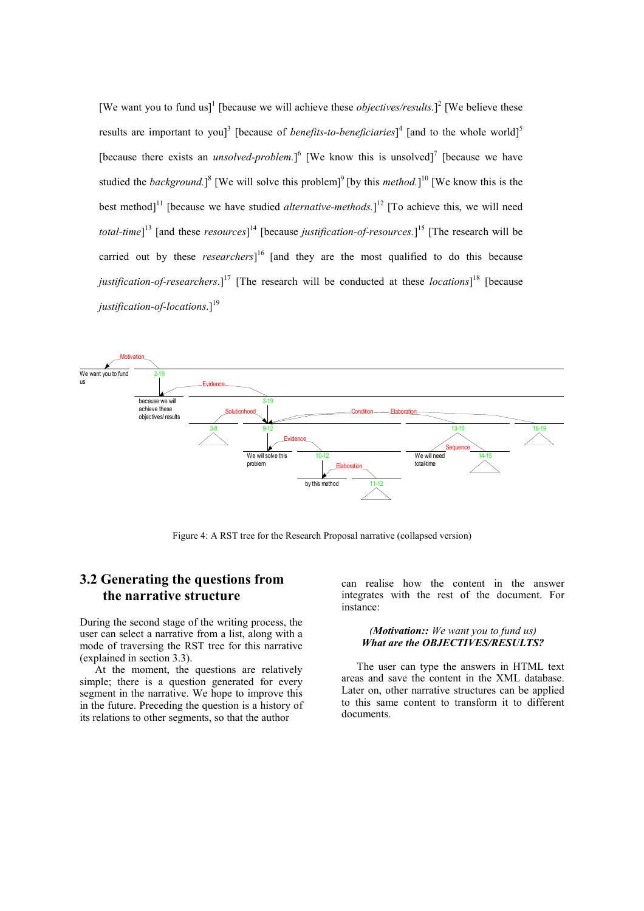[We want you to fund us][1] [because we will achieve these *objectives/results.*][2] [We believe these results are important to you][3] [because of *benefits-to-beneficiaries*][4] [and to the whole world][5] [because there exists an *unsolved-problem.*][6] [We know this is unsolved][7] [because we have studied the *background.*][8] [We will solve this problem][9] [by this *method.*][10] [We know this is the best method][11] [because we have studied *alternative-methods.*][12] [To achieve this, we will need *total-time*][13] [and these *resources*][14] [because *justification-of-resources.*][15] [The research will be carried out by these *researchers*][16] [and they are the most qualified to do this because *justification-of-researchers*.][17] [The research will be conducted at these *locations*][18] [because *justification-of-locations*.][19]

Figure 4: A RST tree for the Research Proposal narrative (collapsed version)

## 3.2 Generating the questions from the narrative structure

During the second stage of the writing process, the user can select a narrative from a list, along with a mode of traversing the RST tree for this narrative (explained in section 3.3).

At the moment, the questions are relatively simple; there is a question generated for every segment in the narrative. We hope to improve this in the future. Preceding the question is a history of its relations to other segments, so that the author can realise how the content in the answer integrates with the rest of the document. For instance:

*(**Motivation::** We want you to fund us)*
***What are the OBJECTIVES/RESULTS?***

The user can type the answers in HTML text areas and save the content in the XML database. Later on, other narrative structures can be applied to this same content to transform it to different documents.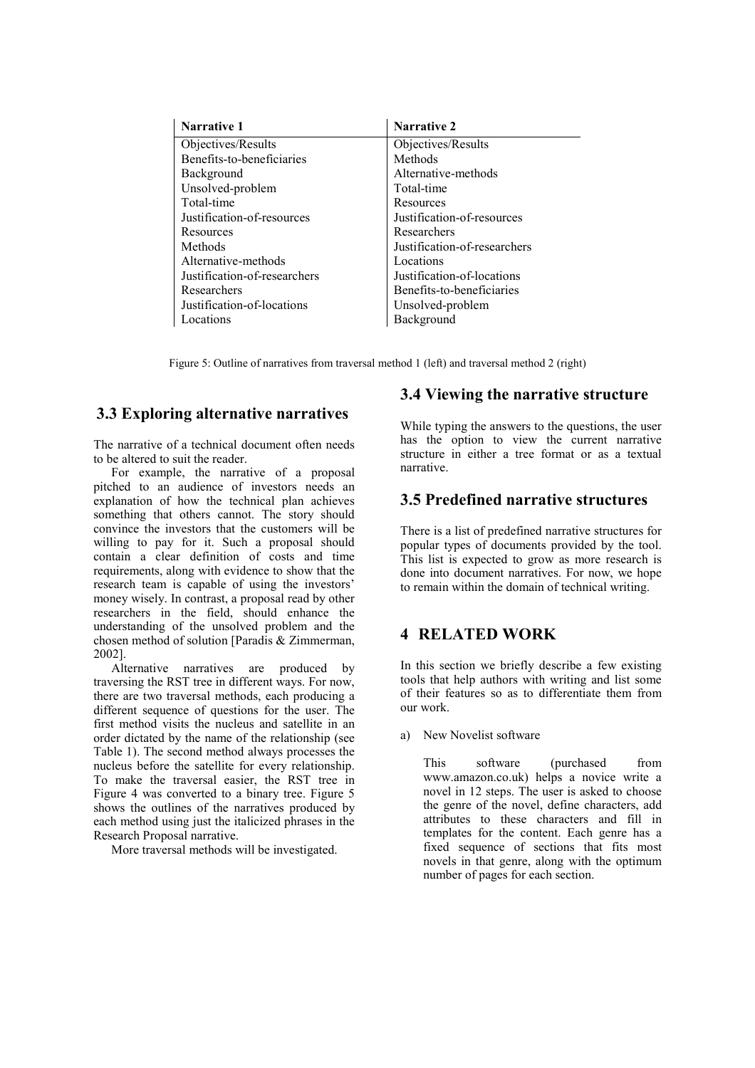| Narrative 1 | Narrative 2 |
|---|---|
| Objectives/Results | Objectives/Results |
| Benefits-to-beneficiaries | Methods |
| Background | Alternative-methods |
| Unsolved-problem | Total-time |
| Total-time | Resources |
| Justification-of-resources | Justification-of-resources |
| Resources | Researchers |
| Methods | Justification-of-researchers |
| Alternative-methods | Locations |
| Justification-of-researchers | Justification-of-locations |
| Researchers | Benefits-to-beneficiaries |
| Justification-of-locations | Unsolved-problem |
| Locations | Background |

Figure 5: Outline of narratives from traversal method 1 (left) and traversal method 2 (right)

### 3.3 Exploring alternative narratives

The narrative of a technical document often needs to be altered to suit the reader.

For example, the narrative of a proposal pitched to an audience of investors needs an explanation of how the technical plan achieves something that others cannot. The story should convince the investors that the customers will be willing to pay for it. Such a proposal should contain a clear definition of costs and time requirements, along with evidence to show that the research team is capable of using the investors' money wisely. In contrast, a proposal read by other researchers in the field, should enhance the understanding of the unsolved problem and the chosen method of solution [Paradis & Zimmerman, 2002].

Alternative narratives are produced by traversing the RST tree in different ways. For now, there are two traversal methods, each producing a different sequence of questions for the user. The first method visits the nucleus and satellite in an order dictated by the name of the relationship (see Table 1). The second method always processes the nucleus before the satellite for every relationship. To make the traversal easier, the RST tree in Figure 4 was converted to a binary tree. Figure 5 shows the outlines of the narratives produced by each method using just the italicized phrases in the Research Proposal narrative.

More traversal methods will be investigated.

### 3.4 Viewing the narrative structure

While typing the answers to the questions, the user has the option to view the current narrative structure in either a tree format or as a textual narrative.

### 3.5 Predefined narrative structures

There is a list of predefined narrative structures for popular types of documents provided by the tool. This list is expected to grow as more research is done into document narratives. For now, we hope to remain within the domain of technical writing.

## 4 RELATED WORK

In this section we briefly describe a few existing tools that help authors with writing and list some of their features so as to differentiate them from our work.

a) New Novelist software

   This software (purchased from www.amazon.co.uk) helps a novice write a novel in 12 steps. The user is asked to choose the genre of the novel, define characters, add attributes to these characters and fill in templates for the content. Each genre has a fixed sequence of sections that fits most novels in that genre, along with the optimum number of pages for each section.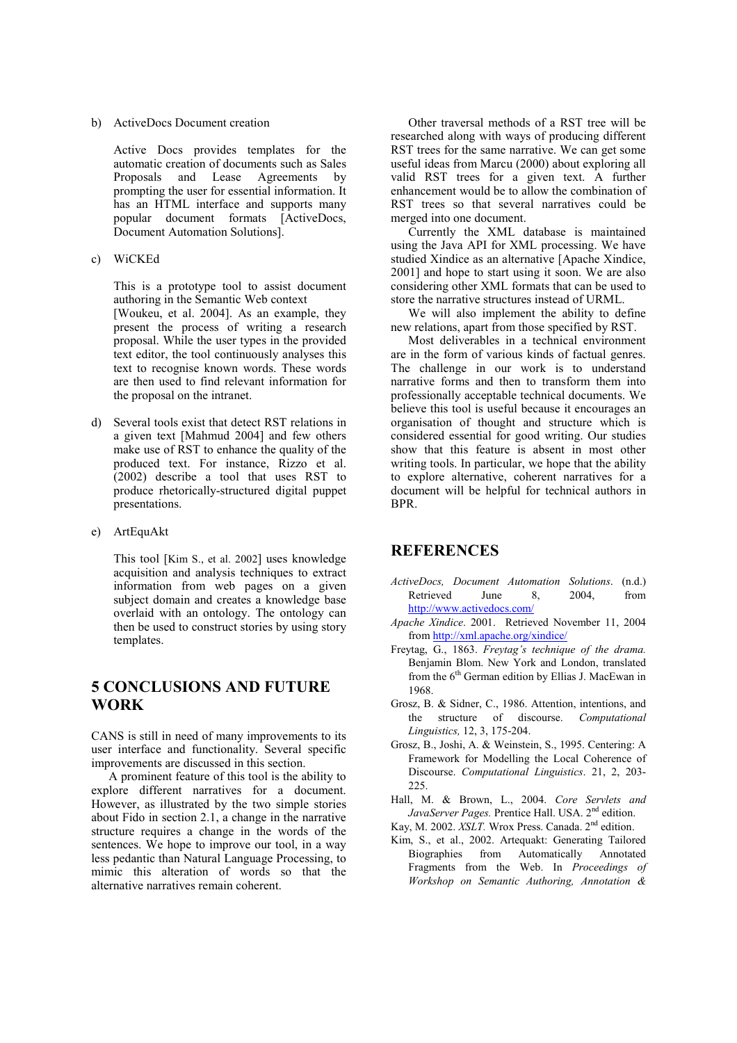b) ActiveDocs Document creation

   Active Docs provides templates for the automatic creation of documents such as Sales Proposals and Lease Agreements by prompting the user for essential information. It has an HTML interface and supports many popular document formats [ActiveDocs, Document Automation Solutions].

c) WiCKEd

   This is a prototype tool to assist document authoring in the Semantic Web context [Woukeu, et al. 2004]. As an example, they present the process of writing a research proposal. While the user types in the provided text editor, the tool continuously analyses this text to recognise known words. These words are then used to find relevant information for the proposal on the intranet.

d) Several tools exist that detect RST relations in a given text [Mahmud 2004] and few others make use of RST to enhance the quality of the produced text. For instance, Rizzo et al. (2002) describe a tool that uses RST to produce rhetorically-structured digital puppet presentations.

e) ArtEquAkt

   This tool [Kim S., et al. 2002] uses knowledge acquisition and analysis techniques to extract information from web pages on a given subject domain and creates a knowledge base overlaid with an ontology. The ontology can then be used to construct stories by using story templates.

# 5 CONCLUSIONS AND FUTURE WORK

CANS is still in need of many improvements to its user interface and functionality. Several specific improvements are discussed in this section.

A prominent feature of this tool is the ability to explore different narratives for a document. However, as illustrated by the two simple stories about Fido in section 2.1, a change in the narrative structure requires a change in the words of the sentences. We hope to improve our tool, in a way less pedantic than Natural Language Processing, to mimic this alteration of words so that the alternative narratives remain coherent.

Other traversal methods of a RST tree will be researched along with ways of producing different RST trees for the same narrative. We can get some useful ideas from Marcu (2000) about exploring all valid RST trees for a given text. A further enhancement would be to allow the combination of RST trees so that several narratives could be merged into one document.

Currently the XML database is maintained using the Java API for XML processing. We have studied Xindice as an alternative [Apache Xindice, 2001] and hope to start using it soon. We are also considering other XML formats that can be used to store the narrative structures instead of URML.

We will also implement the ability to define new relations, apart from those specified by RST.

Most deliverables in a technical environment are in the form of various kinds of factual genres. The challenge in our work is to understand narrative forms and then to transform them into professionally acceptable technical documents. We believe this tool is useful because it encourages an organisation of thought and structure which is considered essential for good writing. Our studies show that this feature is absent in most other writing tools. In particular, we hope that the ability to explore alternative, coherent narratives for a document will be helpful for technical authors in BPR.

# REFERENCES

*ActiveDocs, Document Automation Solutions*. (n.d.) Retrieved June 8, 2004, from http://www.activedocs.com/

*Apache Xindice*. 2001. Retrieved November 11, 2004 from http://xml.apache.org/xindice/

Freytag, G., 1863. *Freytag's technique of the drama.* Benjamin Blom. New York and London, translated from the 6th German edition by Ellias J. MacEwan in 1968.

Grosz, B. & Sidner, C., 1986. Attention, intentions, and the structure of discourse. *Computational Linguistics,* 12, 3, 175-204.

Grosz, B., Joshi, A. & Weinstein, S., 1995. Centering: A Framework for Modelling the Local Coherence of Discourse. *Computational Linguistics*. 21, 2, 203-225.

Hall, M. & Brown, L., 2004. *Core Servlets and JavaServer Pages.* Prentice Hall. USA. 2nd edition.

Kay, M. 2002. *XSLT.* Wrox Press. Canada. 2nd edition.

Kim, S., et al., 2002. Artequakt: Generating Tailored Biographies from Automatically Annotated Fragments from the Web. In *Proceedings of Workshop on Semantic Authoring, Annotation &*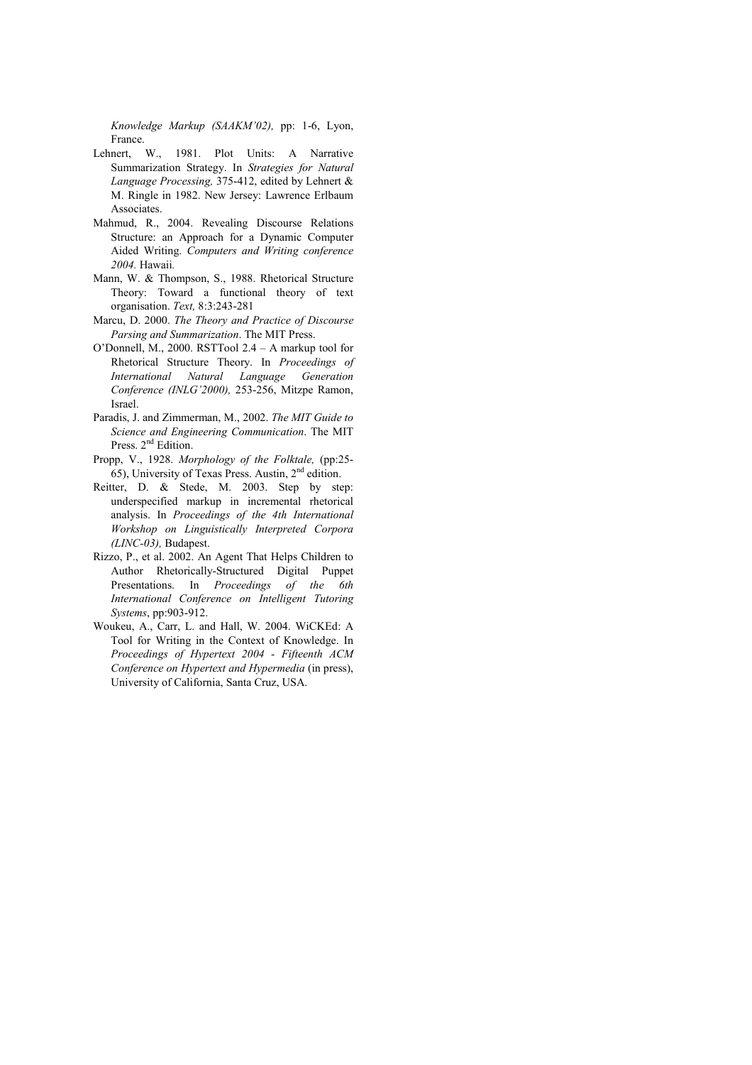*Knowledge Markup (SAAKM'02),* pp: 1-6, Lyon, France.

Lehnert, W., 1981. Plot Units: A Narrative Summarization Strategy. In *Strategies for Natural Language Processing,* 375-412, edited by Lehnert & M. Ringle in 1982. New Jersey: Lawrence Erlbaum Associates.

Mahmud, R., 2004. Revealing Discourse Relations Structure: an Approach for a Dynamic Computer Aided Writing. *Computers and Writing conference 2004.* Hawaii*.*

Mann, W. & Thompson, S., 1988. Rhetorical Structure Theory: Toward a functional theory of text organisation. *Text,* 8:3:243-281

Marcu, D. 2000. *The Theory and Practice of Discourse Parsing and Summarization*. The MIT Press.

O'Donnell, M., 2000. RSTTool 2.4 – A markup tool for Rhetorical Structure Theory. In *Proceedings of International Natural Language Generation Conference (INLG'2000),* 253-256, Mitzpe Ramon, Israel.

Paradis, J. and Zimmerman, M., 2002. *The MIT Guide to Science and Engineering Communication*. The MIT Press. 2nd Edition.

Propp, V., 1928. *Morphology of the Folktale,* (pp:25-65), University of Texas Press. Austin, 2nd edition.

Reitter, D. & Stede, M. 2003. Step by step: underspecified markup in incremental rhetorical analysis. In *Proceedings of the 4th International Workshop on Linguistically Interpreted Corpora (LINC-03),* Budapest.

Rizzo, P., et al. 2002. An Agent That Helps Children to Author Rhetorically-Structured Digital Puppet Presentations. In *Proceedings of the 6th International Conference on Intelligent Tutoring Systems*, pp:903-912.

Woukeu, A., Carr, L. and Hall, W. 2004. WiCKEd: A Tool for Writing in the Context of Knowledge. In *Proceedings of Hypertext 2004 - Fifteenth ACM Conference on Hypertext and Hypermedia* (in press), University of California, Santa Cruz, USA.